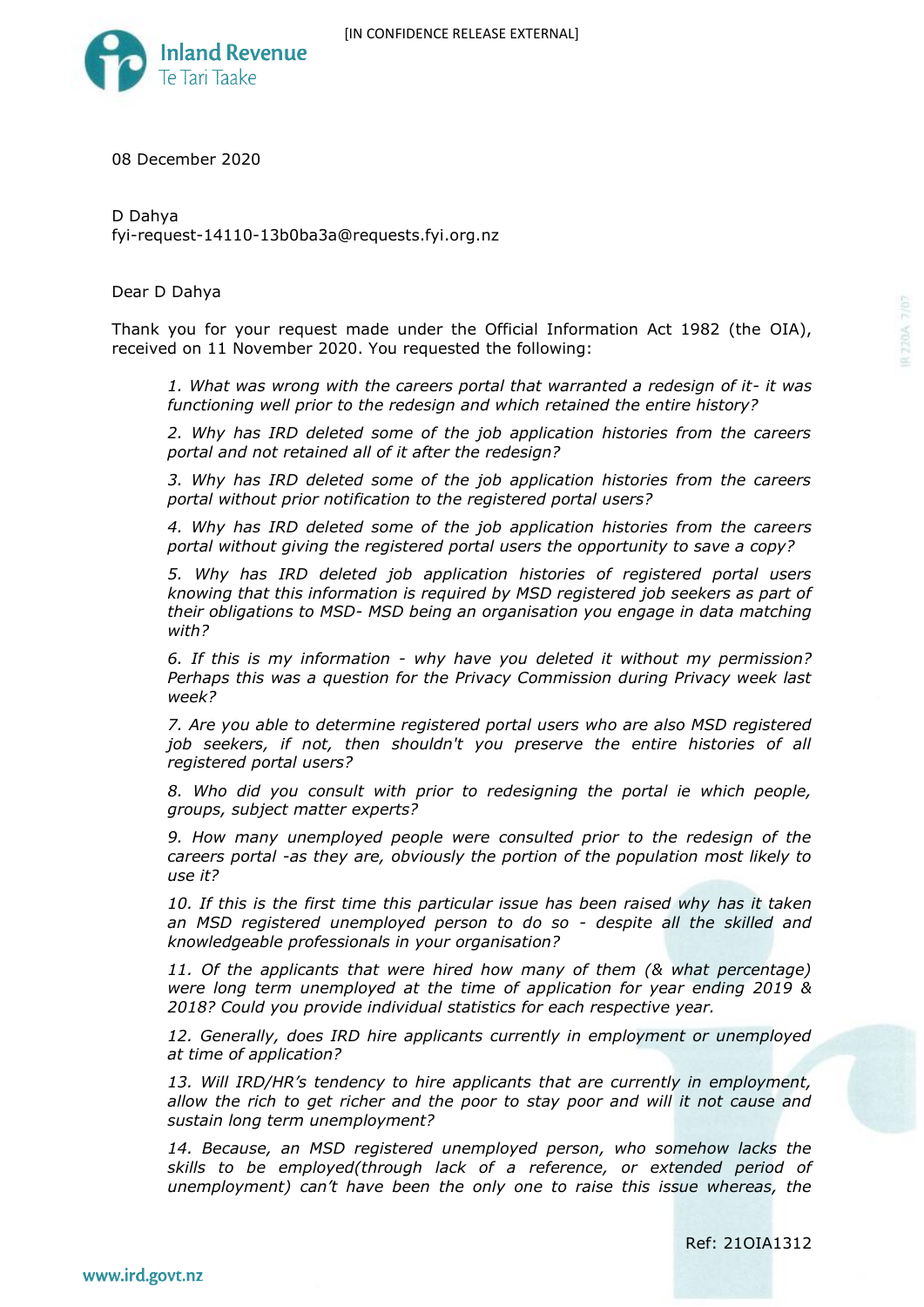[IN CONFIDENCE RELEASE EXTERNAL]

Inland Revenue
Te Tari Taake

08 December 2020

D Dahya
fyi-request-14110-13b0ba3a@requests.fyi.org.nz

Dear D Dahya

Thank you for your request made under the Official Information Act 1982 (the OIA), received on 11 November 2020. You requested the following:

> *1. What was wrong with the careers portal that warranted a redesign of it- it was functioning well prior to the redesign and which retained the entire history?*
>
> *2. Why has IRD deleted some of the job application histories from the careers portal and not retained all of it after the redesign?*
>
> *3. Why has IRD deleted some of the job application histories from the careers portal without prior notification to the registered portal users?*
>
> *4. Why has IRD deleted some of the job application histories from the careers portal without giving the registered portal users the opportunity to save a copy?*
>
> *5. Why has IRD deleted job application histories of registered portal users knowing that this information is required by MSD registered job seekers as part of their obligations to MSD- MSD being an organisation you engage in data matching with?*
>
> *6. If this is my information - why have you deleted it without my permission? Perhaps this was a question for the Privacy Commission during Privacy week last week?*
>
> *7. Are you able to determine registered portal users who are also MSD registered job seekers, if not, then shouldn't you preserve the entire histories of all registered portal users?*
>
> *8. Who did you consult with prior to redesigning the portal ie which people, groups, subject matter experts?*
>
> *9. How many unemployed people were consulted prior to the redesign of the careers portal -as they are, obviously the portion of the population most likely to use it?*
>
> *10. If this is the first time this particular issue has been raised why has it taken an MSD registered unemployed person to do so - despite all the skilled and knowledgeable professionals in your organisation?*
>
> *11. Of the applicants that were hired how many of them (& what percentage) were long term unemployed at the time of application for year ending 2019 & 2018? Could you provide individual statistics for each respective year.*
>
> *12. Generally, does IRD hire applicants currently in employment or unemployed at time of application?*
>
> *13. Will IRD/HR's tendency to hire applicants that are currently in employment, allow the rich to get richer and the poor to stay poor and will it not cause and sustain long term unemployment?*
>
> *14. Because, an MSD registered unemployed person, who somehow lacks the skills to be employed(through lack of a reference, or extended period of unemployment) can't have been the only one to raise this issue whereas, the*

Ref: 21OIA1312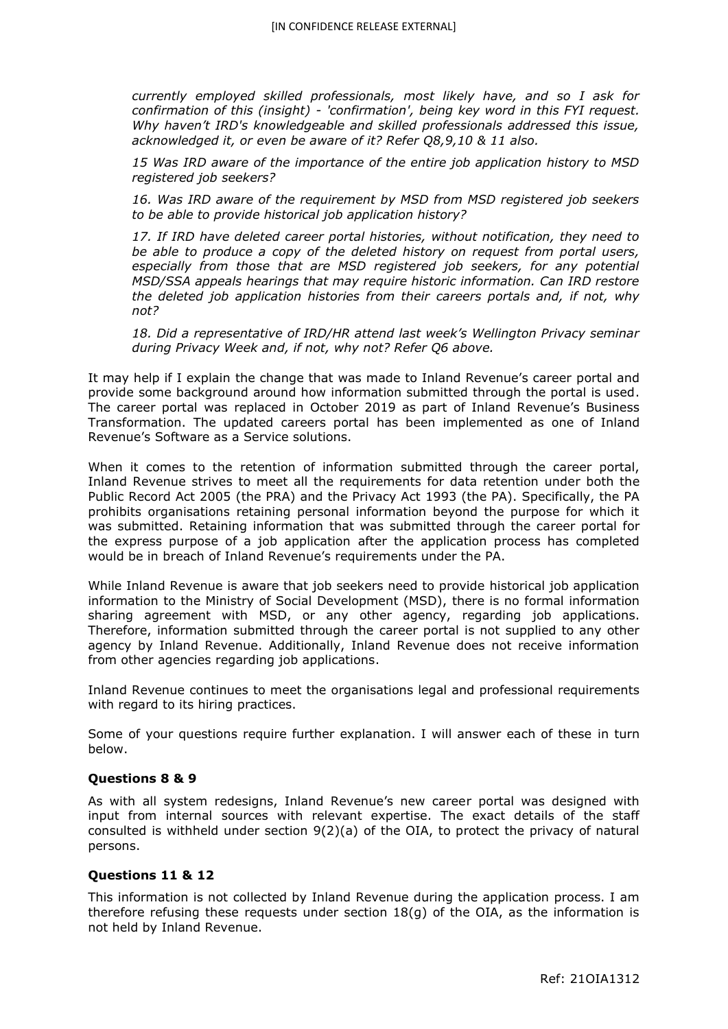*currently employed skilled professionals, most likely have, and so I ask for confirmation of this (insight) - 'confirmation', being key word in this FYI request. Why haven't IRD's knowledgeable and skilled professionals addressed this issue, acknowledged it, or even be aware of it? Refer Q8,9,10 & 11 also.*

*15 Was IRD aware of the importance of the entire job application history to MSD registered job seekers?*

*16. Was IRD aware of the requirement by MSD from MSD registered job seekers to be able to provide historical job application history?*

*17. If IRD have deleted career portal histories, without notification, they need to be able to produce a copy of the deleted history on request from portal users, especially from those that are MSD registered job seekers, for any potential MSD/SSA appeals hearings that may require historic information. Can IRD restore the deleted job application histories from their careers portals and, if not, why not?*

*18. Did a representative of IRD/HR attend last week's Wellington Privacy seminar during Privacy Week and, if not, why not? Refer Q6 above.*

It may help if I explain the change that was made to Inland Revenue's career portal and provide some background around how information submitted through the portal is used. The career portal was replaced in October 2019 as part of Inland Revenue's Business Transformation. The updated careers portal has been implemented as one of Inland Revenue's Software as a Service solutions.

When it comes to the retention of information submitted through the career portal, Inland Revenue strives to meet all the requirements for data retention under both the Public Record Act 2005 (the PRA) and the Privacy Act 1993 (the PA). Specifically, the PA prohibits organisations retaining personal information beyond the purpose for which it was submitted. Retaining information that was submitted through the career portal for the express purpose of a job application after the application process has completed would be in breach of Inland Revenue's requirements under the PA.

While Inland Revenue is aware that job seekers need to provide historical job application information to the Ministry of Social Development (MSD), there is no formal information sharing agreement with MSD, or any other agency, regarding job applications. Therefore, information submitted through the career portal is not supplied to any other agency by Inland Revenue. Additionally, Inland Revenue does not receive information from other agencies regarding job applications.

Inland Revenue continues to meet the organisations legal and professional requirements with regard to its hiring practices.

Some of your questions require further explanation. I will answer each of these in turn below.

### Questions 8 & 9

As with all system redesigns, Inland Revenue's new career portal was designed with input from internal sources with relevant expertise. The exact details of the staff consulted is withheld under section 9(2)(a) of the OIA, to protect the privacy of natural persons.

### Questions 11 & 12

This information is not collected by Inland Revenue during the application process. I am therefore refusing these requests under section 18(g) of the OIA, as the information is not held by Inland Revenue.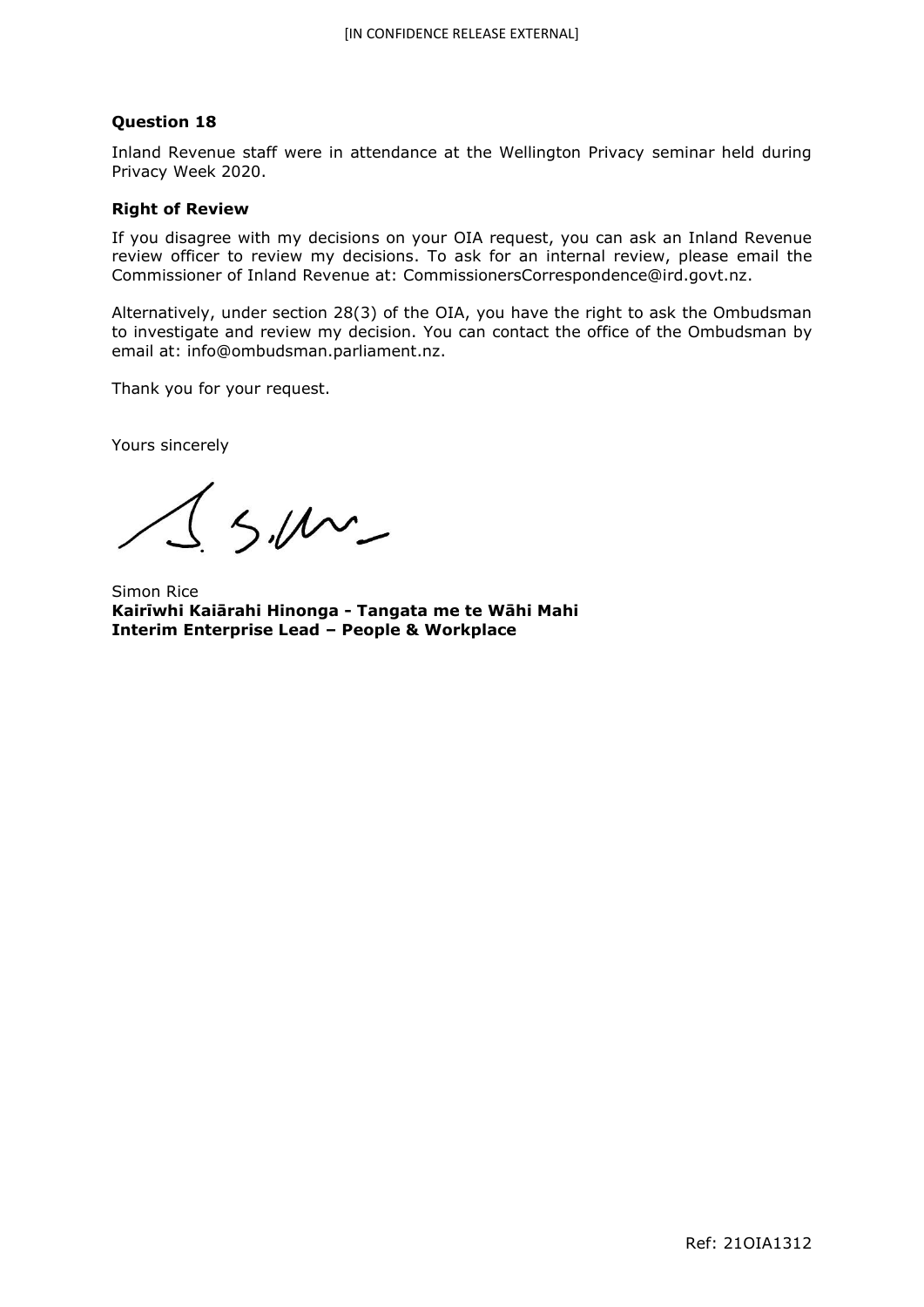**Question 18**

Inland Revenue staff were in attendance at the Wellington Privacy seminar held during Privacy Week 2020.

**Right of Review**

If you disagree with my decisions on your OIA request, you can ask an Inland Revenue review officer to review my decisions. To ask for an internal review, please email the Commissioner of Inland Revenue at: CommissionersCorrespondence@ird.govt.nz.

Alternatively, under section 28(3) of the OIA, you have the right to ask the Ombudsman to investigate and review my decision. You can contact the office of the Ombudsman by email at: info@ombudsman.parliament.nz.

Thank you for your request.

Yours sincerely

Simon Rice
**Kairīwhi Kaiārahi Hinonga - Tangata me te Wāhi Mahi**
**Interim Enterprise Lead – People & Workplace**

Ref: 21OIA1312